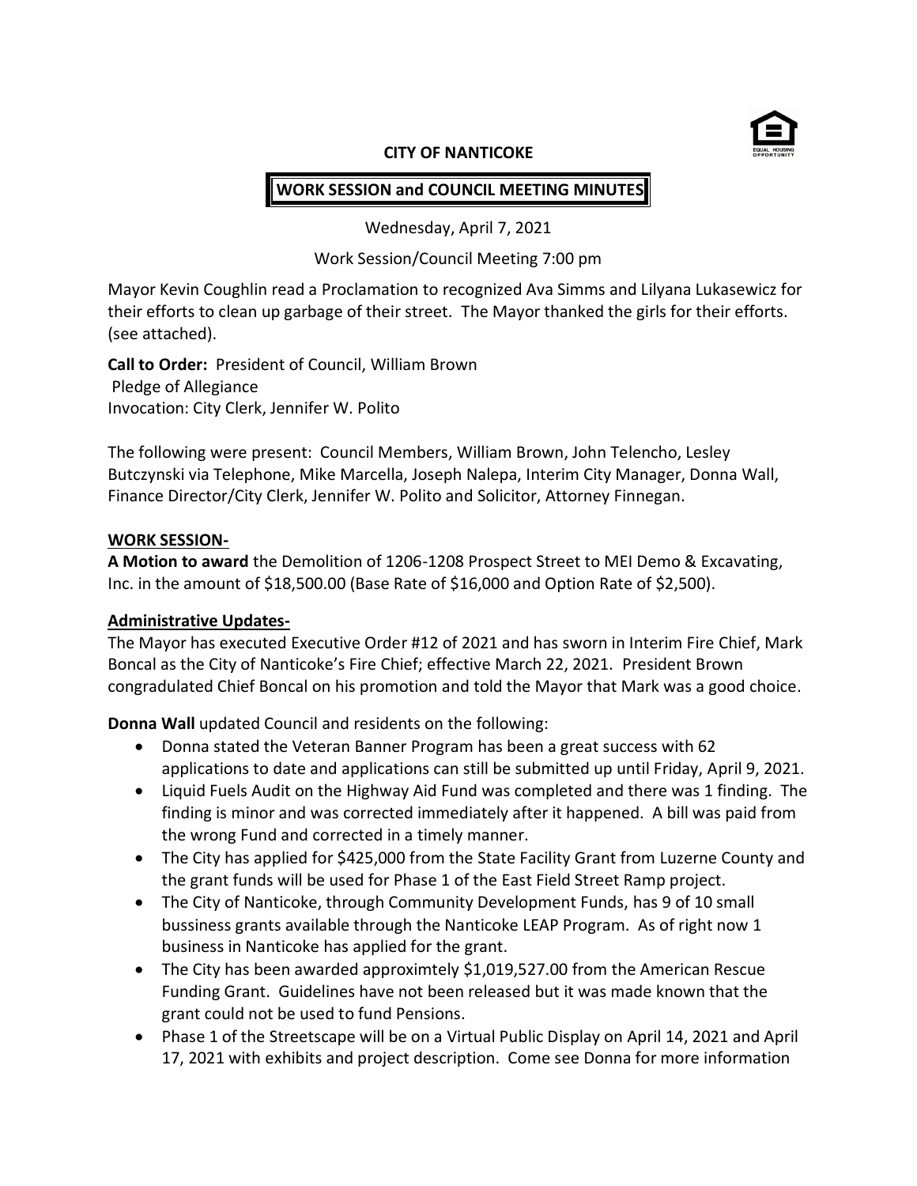**CITY OF NANTICOKE**

**WORK SESSION and COUNCIL MEETING MINUTES**

Wednesday, April 7, 2021

Work Session/Council Meeting 7:00 pm

Mayor Kevin Coughlin read a Proclamation to recognized Ava Simms and Lilyana Lukasewicz for their efforts to clean up garbage of their street. The Mayor thanked the girls for their efforts. (see attached).

**Call to Order:** President of Council, William Brown
Pledge of Allegiance
Invocation: City Clerk, Jennifer W. Polito

The following were present: Council Members, William Brown, John Telencho, Lesley Butczynski via Telephone, Mike Marcella, Joseph Nalepa, Interim City Manager, Donna Wall, Finance Director/City Clerk, Jennifer W. Polito and Solicitor, Attorney Finnegan.

**WORK SESSION-**

**A Motion to award** the Demolition of 1206-1208 Prospect Street to MEI Demo & Excavating, Inc. in the amount of $18,500.00 (Base Rate of $16,000 and Option Rate of $2,500).

**Administrative Updates-**

The Mayor has executed Executive Order #12 of 2021 and has sworn in Interim Fire Chief, Mark Boncal as the City of Nanticoke's Fire Chief; effective March 22, 2021. President Brown congradulated Chief Boncal on his promotion and told the Mayor that Mark was a good choice.

**Donna Wall** updated Council and residents on the following:

- Donna stated the Veteran Banner Program has been a great success with 62 applications to date and applications can still be submitted up until Friday, April 9, 2021.
- Liquid Fuels Audit on the Highway Aid Fund was completed and there was 1 finding. The finding is minor and was corrected immediately after it happened. A bill was paid from the wrong Fund and corrected in a timely manner.
- The City has applied for $425,000 from the State Facility Grant from Luzerne County and the grant funds will be used for Phase 1 of the East Field Street Ramp project.
- The City of Nanticoke, through Community Development Funds, has 9 of 10 small bussiness grants available through the Nanticoke LEAP Program. As of right now 1 business in Nanticoke has applied for the grant.
- The City has been awarded approximtely $1,019,527.00 from the American Rescue Funding Grant. Guidelines have not been released but it was made known that the grant could not be used to fund Pensions.
- Phase 1 of the Streetscape will be on a Virtual Public Display on April 14, 2021 and April 17, 2021 with exhibits and project description. Come see Donna for more information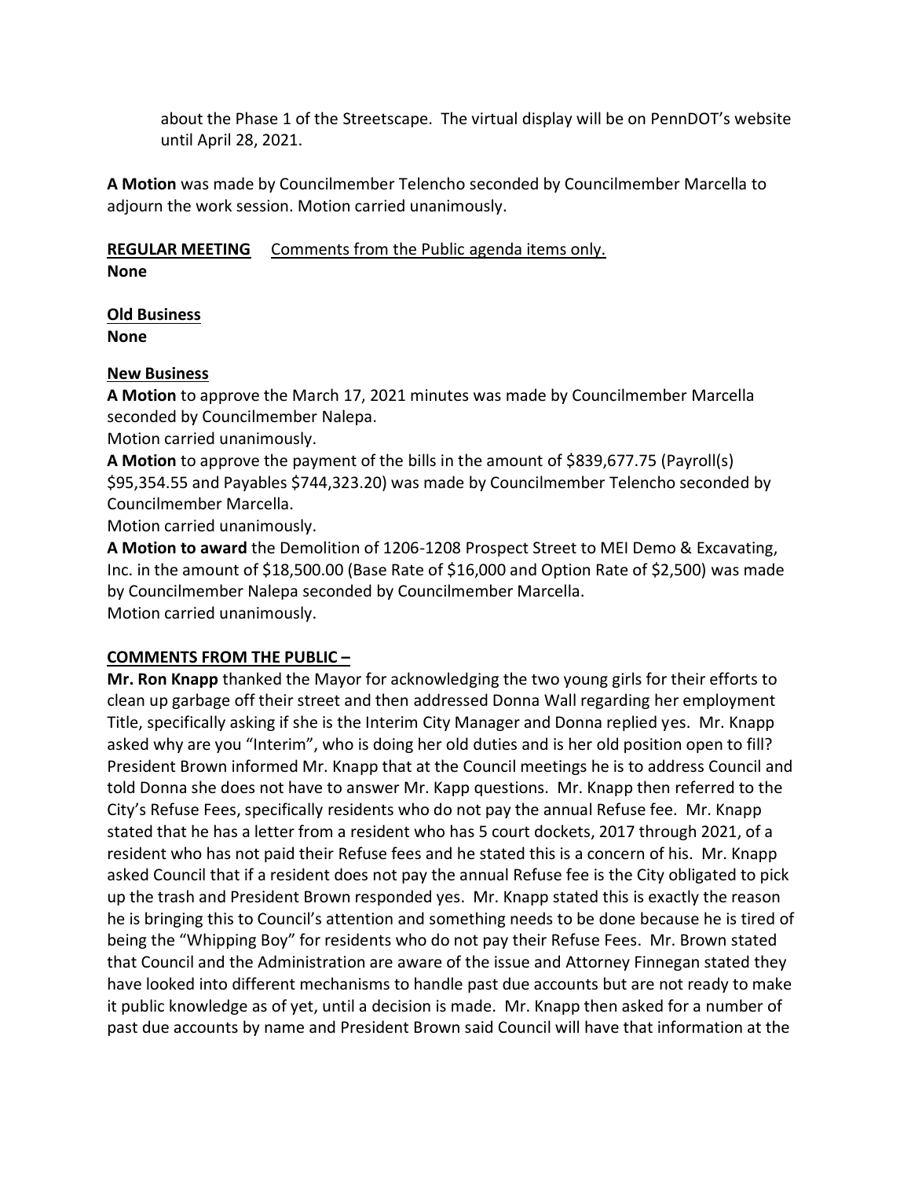about the Phase 1 of the Streetscape. The virtual display will be on PennDOT's website until April 28, 2021.

**A Motion** was made by Councilmember Telencho seconded by Councilmember Marcella to adjourn the work session. Motion carried unanimously.

**REGULAR MEETING** Comments from the Public agenda items only.
**None**

**Old Business**
**None**

**New Business**
**A Motion** to approve the March 17, 2021 minutes was made by Councilmember Marcella seconded by Councilmember Nalepa.
Motion carried unanimously.
**A Motion** to approve the payment of the bills in the amount of $839,677.75 (Payroll(s) $95,354.55 and Payables $744,323.20) was made by Councilmember Telencho seconded by Councilmember Marcella.
Motion carried unanimously.
**A Motion to award** the Demolition of 1206-1208 Prospect Street to MEI Demo & Excavating, Inc. in the amount of $18,500.00 (Base Rate of $16,000 and Option Rate of $2,500) was made by Councilmember Nalepa seconded by Councilmember Marcella.
Motion carried unanimously.

**COMMENTS FROM THE PUBLIC –**
**Mr. Ron Knapp** thanked the Mayor for acknowledging the two young girls for their efforts to clean up garbage off their street and then addressed Donna Wall regarding her employment Title, specifically asking if she is the Interim City Manager and Donna replied yes. Mr. Knapp asked why are you "Interim", who is doing her old duties and is her old position open to fill? President Brown informed Mr. Knapp that at the Council meetings he is to address Council and told Donna she does not have to answer Mr. Kapp questions. Mr. Knapp then referred to the City's Refuse Fees, specifically residents who do not pay the annual Refuse fee. Mr. Knapp stated that he has a letter from a resident who has 5 court dockets, 2017 through 2021, of a resident who has not paid their Refuse fees and he stated this is a concern of his. Mr. Knapp asked Council that if a resident does not pay the annual Refuse fee is the City obligated to pick up the trash and President Brown responded yes. Mr. Knapp stated this is exactly the reason he is bringing this to Council's attention and something needs to be done because he is tired of being the "Whipping Boy" for residents who do not pay their Refuse Fees. Mr. Brown stated that Council and the Administration are aware of the issue and Attorney Finnegan stated they have looked into different mechanisms to handle past due accounts but are not ready to make it public knowledge as of yet, until a decision is made. Mr. Knapp then asked for a number of past due accounts by name and President Brown said Council will have that information at the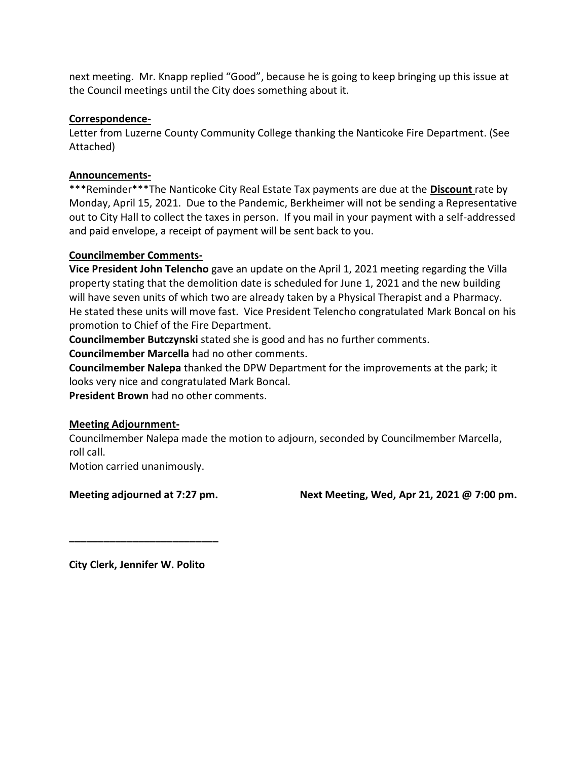next meeting. Mr. Knapp replied "Good", because he is going to keep bringing up this issue at the Council meetings until the City does something about it.

**Correspondence-**

Letter from Luzerne County Community College thanking the Nanticoke Fire Department. (See Attached)

**Announcements-**

***Reminder***The Nanticoke City Real Estate Tax payments are due at the **Discount** rate by Monday, April 15, 2021. Due to the Pandemic, Berkheimer will not be sending a Representative out to City Hall to collect the taxes in person. If you mail in your payment with a self-addressed and paid envelope, a receipt of payment will be sent back to you.

**Councilmember Comments-**

**Vice President John Telencho** gave an update on the April 1, 2021 meeting regarding the Villa property stating that the demolition date is scheduled for June 1, 2021 and the new building will have seven units of which two are already taken by a Physical Therapist and a Pharmacy. He stated these units will move fast. Vice President Telencho congratulated Mark Boncal on his promotion to Chief of the Fire Department.

**Councilmember Butczynski** stated she is good and has no further comments.

**Councilmember Marcella** had no other comments.

**Councilmember Nalepa** thanked the DPW Department for the improvements at the park; it looks very nice and congratulated Mark Boncal.

**President Brown** had no other comments.

**Meeting Adjournment-**

Councilmember Nalepa made the motion to adjourn, seconded by Councilmember Marcella, roll call.

Motion carried unanimously.

**Meeting adjourned at 7:27 pm.** **Next Meeting, Wed, Apr 21, 2021 @ 7:00 pm.**

___________________________

**City Clerk, Jennifer W. Polito**